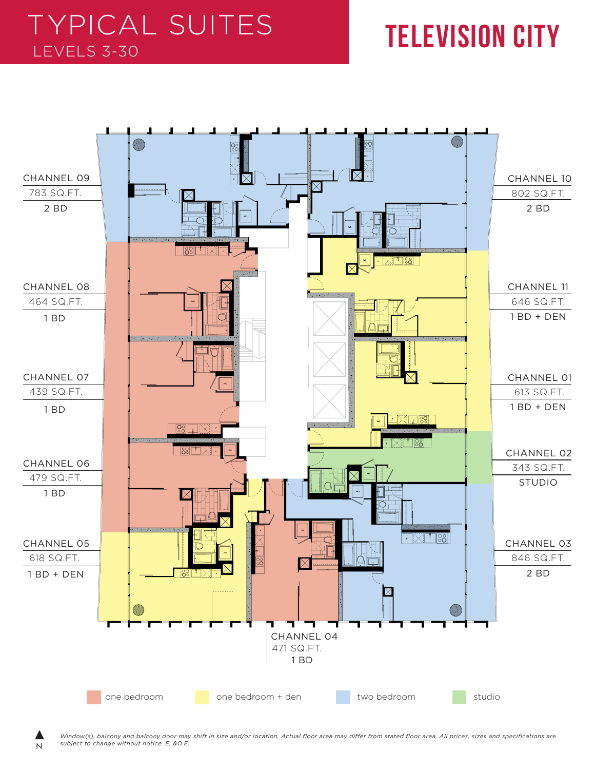# TYPICAL SUITES

## LEVELS 3-30

# TELEVISION CITY

CHANNEL 09
783 SQ.FT.
2 BD

CHANNEL 10
802 SQ.FT.
2 BD

CHANNEL 08
464 SQ.FT.
1 BD

CHANNEL 11
646 SQ.FT.
1 BD + DEN

CHANNEL 07
439 SQ.FT.
1 BD

CHANNEL 01
613 SQ.FT.
1 BD + DEN

CHANNEL 02
343 SQ.FT.
STUDIO

CHANNEL 06
479 SQ.FT.
1 BD

CHANNEL 05
618 SQ.FT.
1 BD + DEN

CHANNEL 03
846 SQ.FT.
2 BD

CHANNEL 04
471 SQ.FT.
1 BD

one bedroom | one bedroom + den | two bedroom | studio

N

*Window(s), balcony and balcony door may shift in size and/or location. Actual floor area may differ from stated floor area. All prices, sizes and specifications are subject to change without notice. E. &O.E.*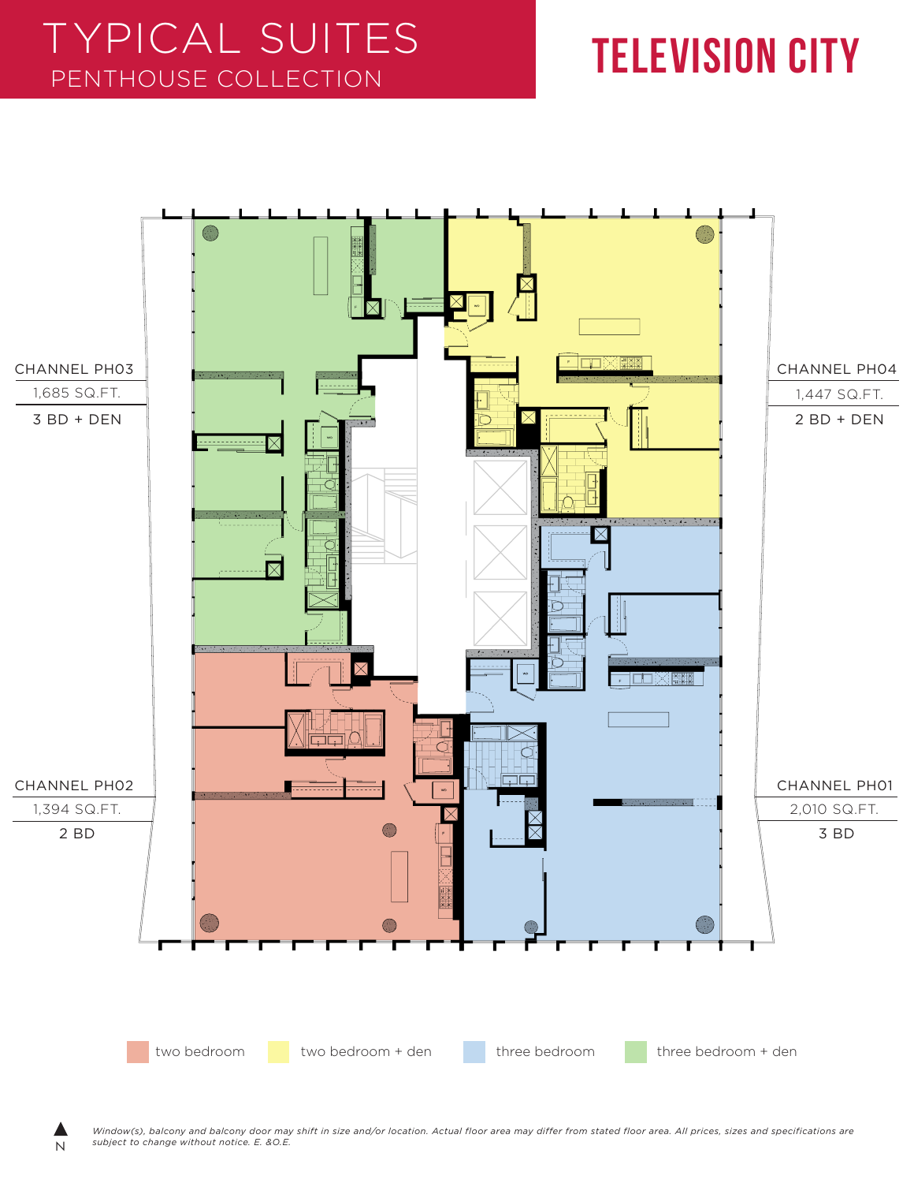# TYPICAL SUITES

## PENTHOUSE COLLECTION

TELEVISION CITY

CHANNEL PH03
1,685 SQ.FT.
3 BD + DEN

CHANNEL PH04
1,447 SQ.FT.
2 BD + DEN

CHANNEL PH02
1,394 SQ.FT.
2 BD

CHANNEL PH01
2,010 SQ.FT.
3 BD

two bedroom
two bedroom + den
three bedroom
three bedroom + den

N

*Window(s), balcony and balcony door may shift in size and/or location. Actual floor area may differ from stated floor area. All prices, sizes and specifications are subject to change without notice. E. &O.E.*